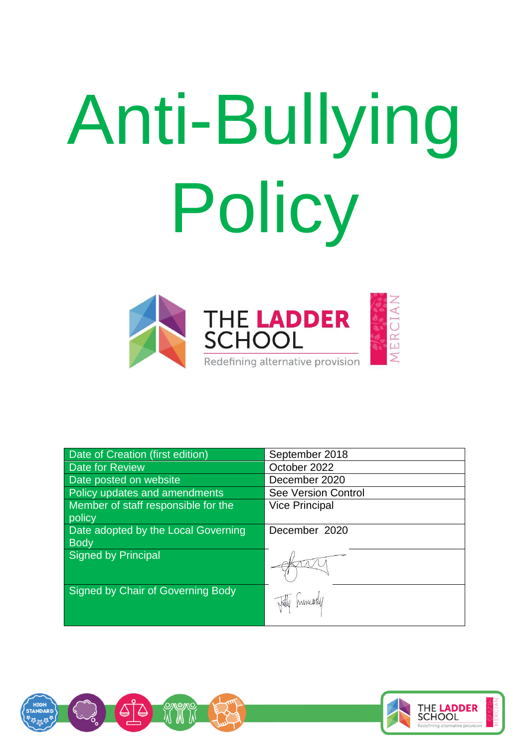# Anti-Bullying Policy

THE LADDER SCHOOL

Redefining alternative provision

MERCIAN

| | |
|---|---|
| Date of Creation (first edition) | September 2018 |
| Date for Review | October 2022 |
| Date posted on website | December 2020 |
| Policy updates and amendments | See Version Control |
| Member of staff responsible for the policy | Vice Principal |
| Date adopted by the Local Governing Body | December 2020 |
| Signed by Principal | |
| Signed by Chair of Governing Body | |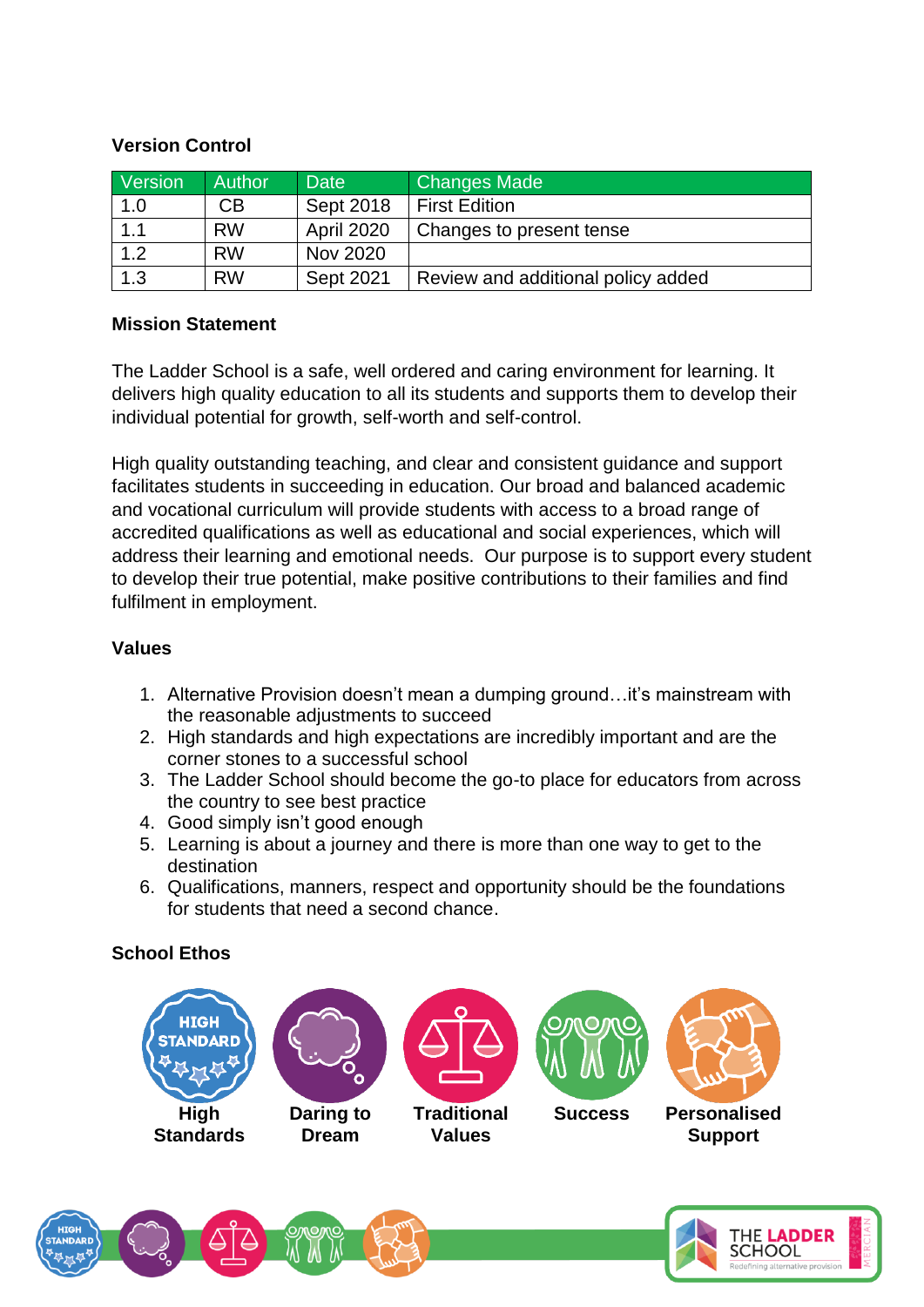### Version Control

| Version | Author | Date | Changes Made |
| --- | --- | --- | --- |
| 1.0 | CB | Sept 2018 | First Edition |
| 1.1 | RW | April 2020 | Changes to present tense |
| 1.2 | RW | Nov 2020 | |
| 1.3 | RW | Sept 2021 | Review and additional policy added |

### Mission Statement

The Ladder School is a safe, well ordered and caring environment for learning. It delivers high quality education to all its students and supports them to develop their individual potential for growth, self-worth and self-control.

High quality outstanding teaching, and clear and consistent guidance and support facilitates students in succeeding in education. Our broad and balanced academic and vocational curriculum will provide students with access to a broad range of accredited qualifications as well as educational and social experiences, which will address their learning and emotional needs. Our purpose is to support every student to develop their true potential, make positive contributions to their families and find fulfilment in employment.

### Values

1. Alternative Provision doesn't mean a dumping ground…it's mainstream with the reasonable adjustments to succeed
2. High standards and high expectations are incredibly important and are the corner stones to a successful school
3. The Ladder School should become the go-to place for educators from across the country to see best practice
4. Good simply isn't good enough
5. Learning is about a journey and there is more than one way to get to the destination
6. Qualifications, manners, respect and opportunity should be the foundations for students that need a second chance.

### School Ethos

High Standards | Daring to Dream | Traditional Values | Success | Personalised Support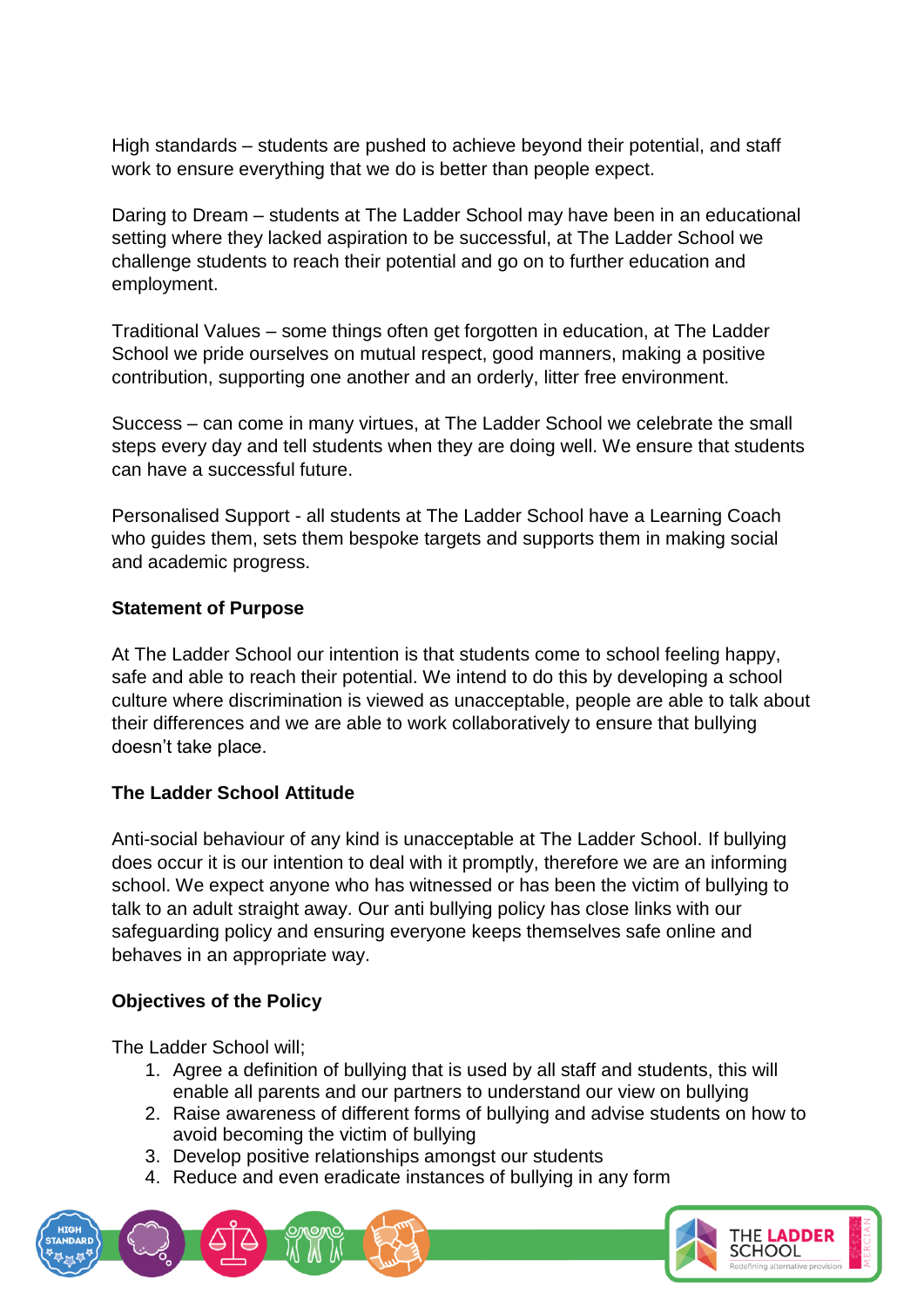High standards – students are pushed to achieve beyond their potential, and staff work to ensure everything that we do is better than people expect.

Daring to Dream – students at The Ladder School may have been in an educational setting where they lacked aspiration to be successful, at The Ladder School we challenge students to reach their potential and go on to further education and employment.

Traditional Values – some things often get forgotten in education, at The Ladder School we pride ourselves on mutual respect, good manners, making a positive contribution, supporting one another and an orderly, litter free environment.

Success – can come in many virtues, at The Ladder School we celebrate the small steps every day and tell students when they are doing well. We ensure that students can have a successful future.

Personalised Support - all students at The Ladder School have a Learning Coach who guides them, sets them bespoke targets and supports them in making social and academic progress.

**Statement of Purpose**

At The Ladder School our intention is that students come to school feeling happy, safe and able to reach their potential. We intend to do this by developing a school culture where discrimination is viewed as unacceptable, people are able to talk about their differences and we are able to work collaboratively to ensure that bullying doesn't take place.

**The Ladder School Attitude**

Anti-social behaviour of any kind is unacceptable at The Ladder School. If bullying does occur it is our intention to deal with it promptly, therefore we are an informing school. We expect anyone who has witnessed or has been the victim of bullying to talk to an adult straight away. Our anti bullying policy has close links with our safeguarding policy and ensuring everyone keeps themselves safe online and behaves in an appropriate way.

**Objectives of the Policy**

The Ladder School will;

1. Agree a definition of bullying that is used by all staff and students, this will enable all parents and our partners to understand our view on bullying
2. Raise awareness of different forms of bullying and advise students on how to avoid becoming the victim of bullying
3. Develop positive relationships amongst our students
4. Reduce and even eradicate instances of bullying in any form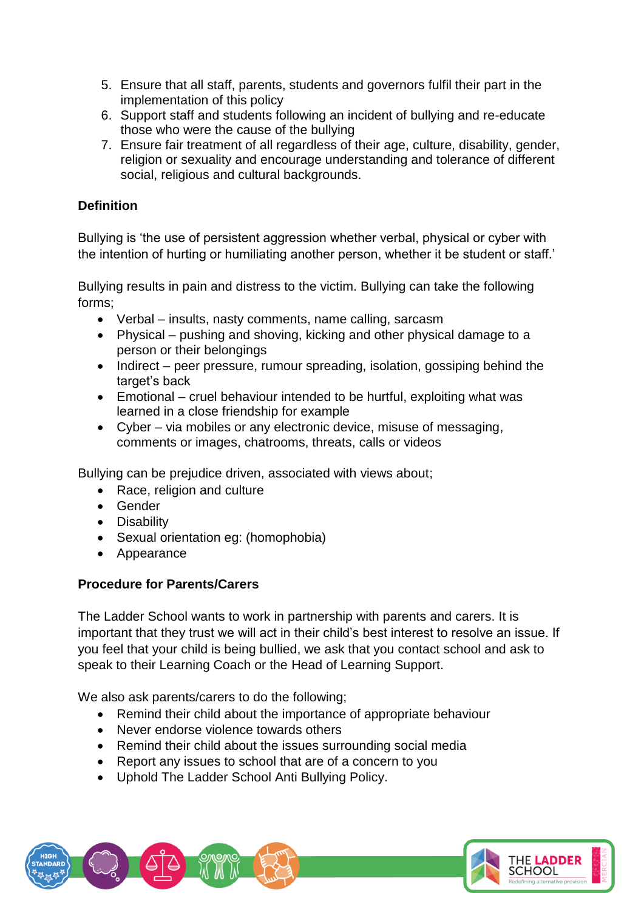5. Ensure that all staff, parents, students and governors fulfil their part in the implementation of this policy
6. Support staff and students following an incident of bullying and re-educate those who were the cause of the bullying
7. Ensure fair treatment of all regardless of their age, culture, disability, gender, religion or sexuality and encourage understanding and tolerance of different social, religious and cultural backgrounds.

**Definition**

Bullying is 'the use of persistent aggression whether verbal, physical or cyber with the intention of hurting or humiliating another person, whether it be student or staff.'

Bullying results in pain and distress to the victim. Bullying can take the following forms;

- Verbal – insults, nasty comments, name calling, sarcasm
- Physical – pushing and shoving, kicking and other physical damage to a person or their belongings
- Indirect – peer pressure, rumour spreading, isolation, gossiping behind the target's back
- Emotional – cruel behaviour intended to be hurtful, exploiting what was learned in a close friendship for example
- Cyber – via mobiles or any electronic device, misuse of messaging, comments or images, chatrooms, threats, calls or videos

Bullying can be prejudice driven, associated with views about;

- Race, religion and culture
- Gender
- Disability
- Sexual orientation eg: (homophobia)
- Appearance

**Procedure for Parents/Carers**

The Ladder School wants to work in partnership with parents and carers. It is important that they trust we will act in their child's best interest to resolve an issue. If you feel that your child is being bullied, we ask that you contact school and ask to speak to their Learning Coach or the Head of Learning Support.

We also ask parents/carers to do the following;

- Remind their child about the importance of appropriate behaviour
- Never endorse violence towards others
- Remind their child about the issues surrounding social media
- Report any issues to school that are of a concern to you
- Uphold The Ladder School Anti Bullying Policy.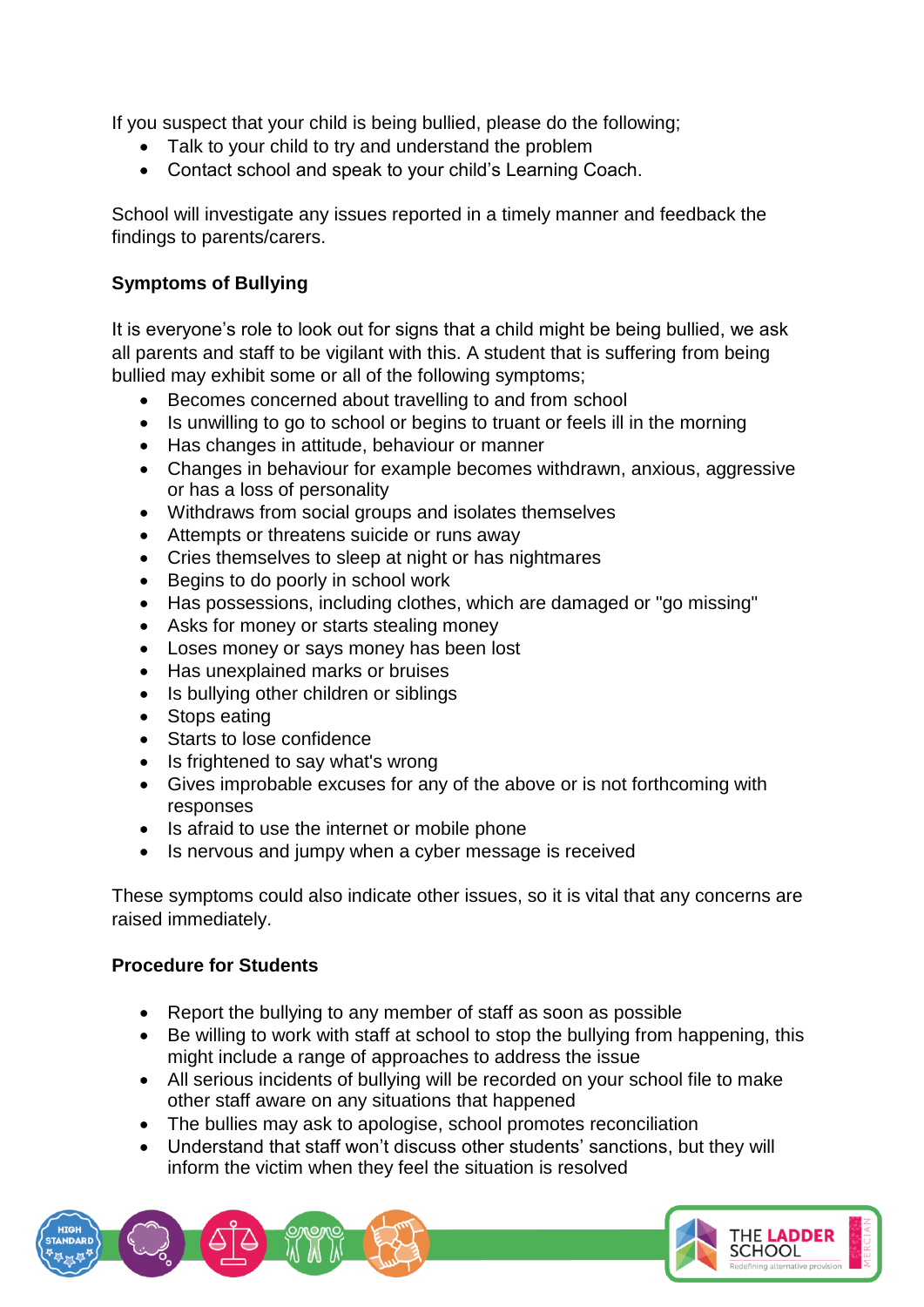If you suspect that your child is being bullied, please do the following;

- Talk to your child to try and understand the problem
- Contact school and speak to your child's Learning Coach.

School will investigate any issues reported in a timely manner and feedback the findings to parents/carers.

**Symptoms of Bullying**

It is everyone's role to look out for signs that a child might be being bullied, we ask all parents and staff to be vigilant with this. A student that is suffering from being bullied may exhibit some or all of the following symptoms;

- Becomes concerned about travelling to and from school
- Is unwilling to go to school or begins to truant or feels ill in the morning
- Has changes in attitude, behaviour or manner
- Changes in behaviour for example becomes withdrawn, anxious, aggressive or has a loss of personality
- Withdraws from social groups and isolates themselves
- Attempts or threatens suicide or runs away
- Cries themselves to sleep at night or has nightmares
- Begins to do poorly in school work
- Has possessions, including clothes, which are damaged or "go missing"
- Asks for money or starts stealing money
- Loses money or says money has been lost
- Has unexplained marks or bruises
- Is bullying other children or siblings
- Stops eating
- Starts to lose confidence
- Is frightened to say what's wrong
- Gives improbable excuses for any of the above or is not forthcoming with responses
- Is afraid to use the internet or mobile phone
- Is nervous and jumpy when a cyber message is received

These symptoms could also indicate other issues, so it is vital that any concerns are raised immediately.

**Procedure for Students**

- Report the bullying to any member of staff as soon as possible
- Be willing to work with staff at school to stop the bullying from happening, this might include a range of approaches to address the issue
- All serious incidents of bullying will be recorded on your school file to make other staff aware on any situations that happened
- The bullies may ask to apologise, school promotes reconciliation
- Understand that staff won't discuss other students' sanctions, but they will inform the victim when they feel the situation is resolved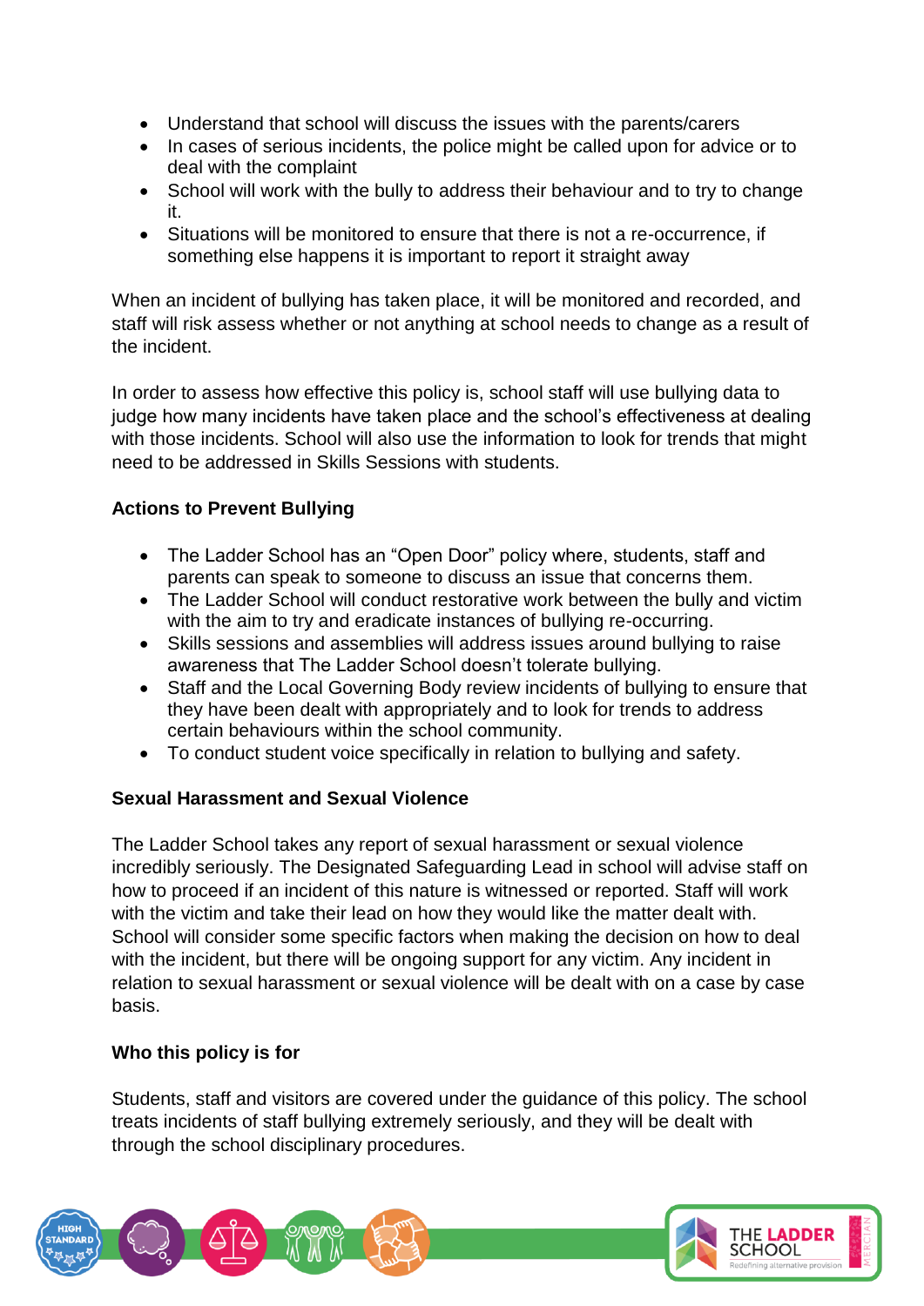- Understand that school will discuss the issues with the parents/carers
- In cases of serious incidents, the police might be called upon for advice or to deal with the complaint
- School will work with the bully to address their behaviour and to try to change it.
- Situations will be monitored to ensure that there is not a re-occurrence, if something else happens it is important to report it straight away

When an incident of bullying has taken place, it will be monitored and recorded, and staff will risk assess whether or not anything at school needs to change as a result of the incident.

In order to assess how effective this policy is, school staff will use bullying data to judge how many incidents have taken place and the school's effectiveness at dealing with those incidents. School will also use the information to look for trends that might need to be addressed in Skills Sessions with students.

**Actions to Prevent Bullying**

- The Ladder School has an "Open Door" policy where, students, staff and parents can speak to someone to discuss an issue that concerns them.
- The Ladder School will conduct restorative work between the bully and victim with the aim to try and eradicate instances of bullying re-occurring.
- Skills sessions and assemblies will address issues around bullying to raise awareness that The Ladder School doesn't tolerate bullying.
- Staff and the Local Governing Body review incidents of bullying to ensure that they have been dealt with appropriately and to look for trends to address certain behaviours within the school community.
- To conduct student voice specifically in relation to bullying and safety.

**Sexual Harassment and Sexual Violence**

The Ladder School takes any report of sexual harassment or sexual violence incredibly seriously. The Designated Safeguarding Lead in school will advise staff on how to proceed if an incident of this nature is witnessed or reported. Staff will work with the victim and take their lead on how they would like the matter dealt with. School will consider some specific factors when making the decision on how to deal with the incident, but there will be ongoing support for any victim. Any incident in relation to sexual harassment or sexual violence will be dealt with on a case by case basis.

**Who this policy is for**

Students, staff and visitors are covered under the guidance of this policy. The school treats incidents of staff bullying extremely seriously, and they will be dealt with through the school disciplinary procedures.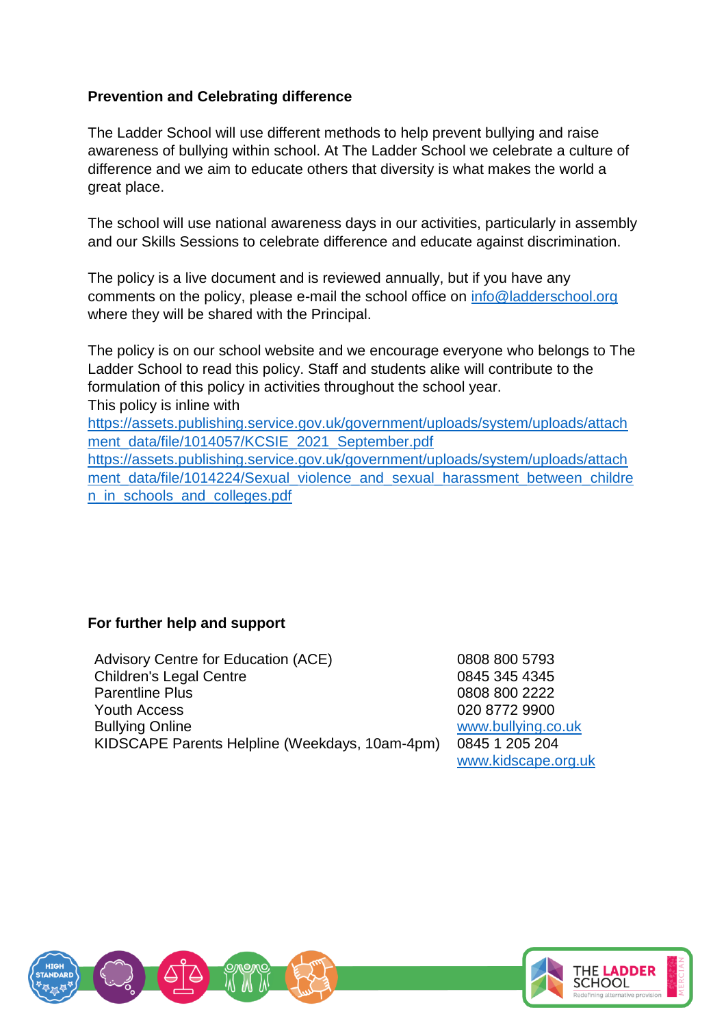**Prevention and Celebrating difference**

The Ladder School will use different methods to help prevent bullying and raise awareness of bullying within school. At The Ladder School we celebrate a culture of difference and we aim to educate others that diversity is what makes the world a great place.

The school will use national awareness days in our activities, particularly in assembly and our Skills Sessions to celebrate difference and educate against discrimination.

The policy is a live document and is reviewed annually, but if you have any comments on the policy, please e-mail the school office on info@ladderschool.org where they will be shared with the Principal.

The policy is on our school website and we encourage everyone who belongs to The Ladder School to read this policy. Staff and students alike will contribute to the formulation of this policy in activities throughout the school year.
This policy is inline with
https://assets.publishing.service.gov.uk/government/uploads/system/uploads/attachment_data/file/1014057/KCSIE_2021_September.pdf
https://assets.publishing.service.gov.uk/government/uploads/system/uploads/attachment_data/file/1014224/Sexual_violence_and_sexual_harassment_between_children_in_schools_and_colleges.pdf

**For further help and support**

| | |
|---|---|
| Advisory Centre for Education (ACE) | 0808 800 5793 |
| Children's Legal Centre | 0845 345 4345 |
| Parentline Plus | 0808 800 2222 |
| Youth Access | 020 8772 9900 |
| Bullying Online | www.bullying.co.uk |
| KIDSCAPE Parents Helpline (Weekdays, 10am-4pm) | 0845 1 205 204 |
| | www.kidscape.org.uk |